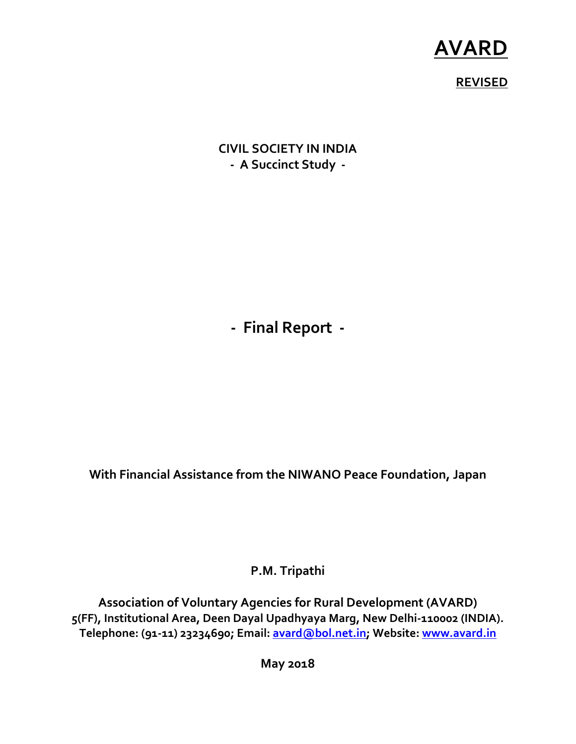**AVARD**

**REVISED**

# CIVIL SOCIETY IN INDIA
## - A Succinct Study -

## - Final Report -

**With Financial Assistance from the NIWANO Peace Foundation, Japan**

**P.M. Tripathi**

**Association of Voluntary Agencies for Rural Development (AVARD)**
**5(FF), Institutional Area, Deen Dayal Upadhyaya Marg, New Delhi-110002 (INDIA).**
**Telephone: (91-11) 23234690; Email: avard@bol.net.in; Website: www.avard.in**

**May 2018**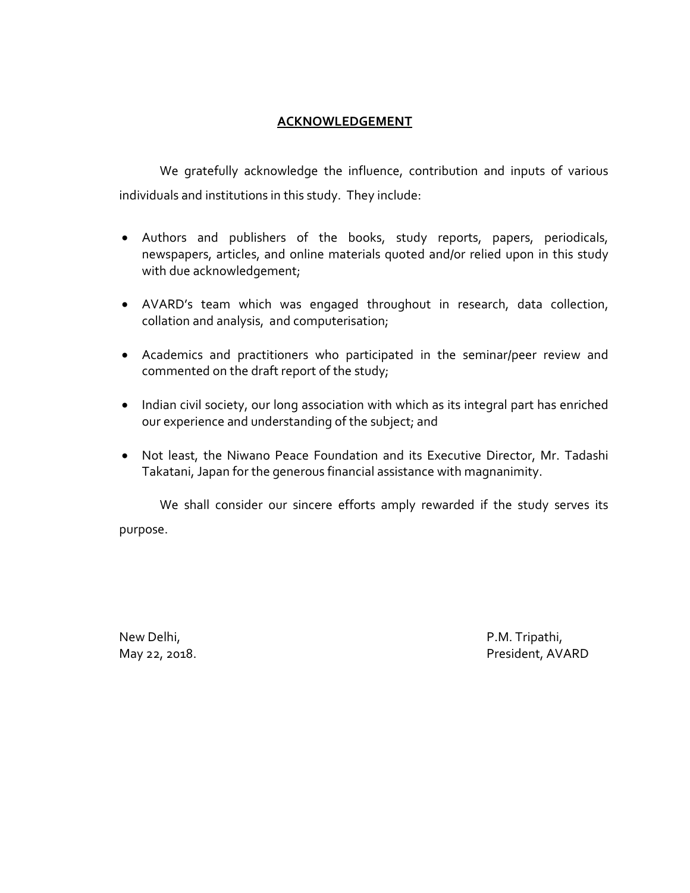## ACKNOWLEDGEMENT

We gratefully acknowledge the influence, contribution and inputs of various individuals and institutions in this study. They include:

- Authors and publishers of the books, study reports, papers, periodicals, newspapers, articles, and online materials quoted and/or relied upon in this study with due acknowledgement;
- AVARD's team which was engaged throughout in research, data collection, collation and analysis, and computerisation;
- Academics and practitioners who participated in the seminar/peer review and commented on the draft report of the study;
- Indian civil society, our long association with which as its integral part has enriched our experience and understanding of the subject; and
- Not least, the Niwano Peace Foundation and its Executive Director, Mr. Tadashi Takatani, Japan for the generous financial assistance with magnanimity.

We shall consider our sincere efforts amply rewarded if the study serves its purpose.

New Delhi,
May 22, 2018.

P.M. Tripathi,
President, AVARD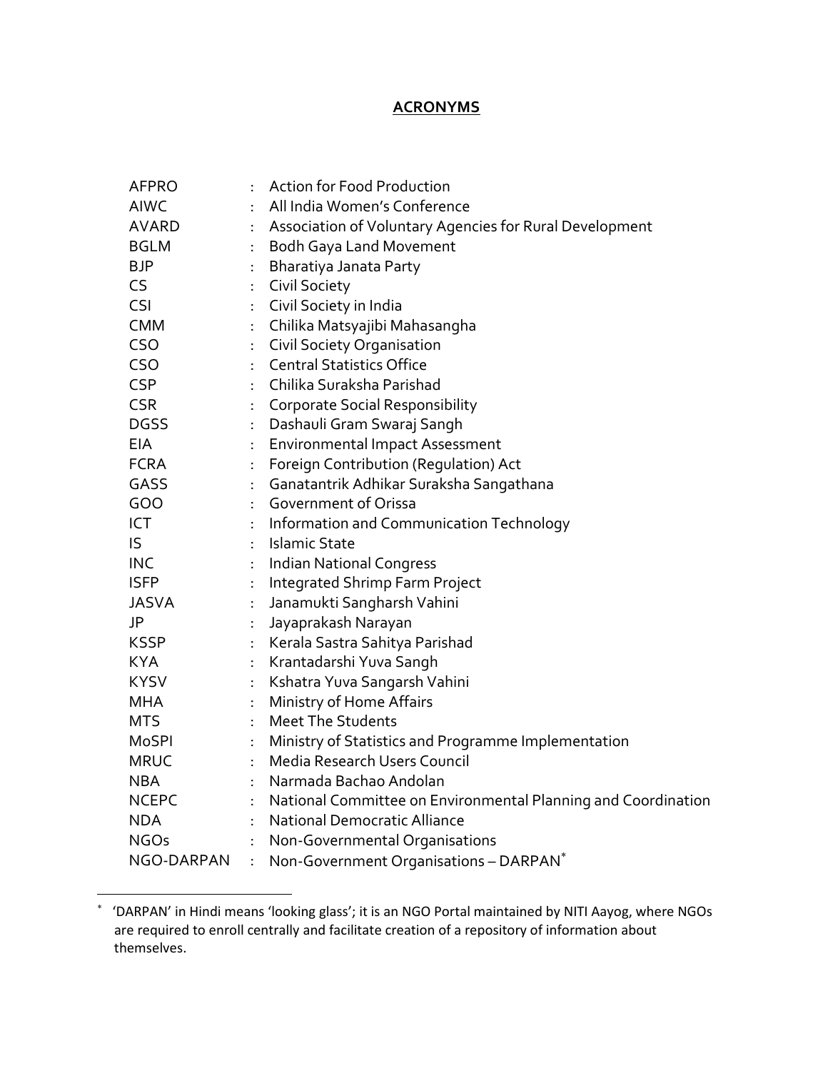## ACRONYMS

| | | |
|---|---|---|
| AFPRO | : | Action for Food Production |
| AIWC | : | All India Women's Conference |
| AVARD | : | Association of Voluntary Agencies for Rural Development |
| BGLM | : | Bodh Gaya Land Movement |
| BJP | : | Bharatiya Janata Party |
| CS | : | Civil Society |
| CSI | : | Civil Society in India |
| CMM | : | Chilika Matsyajibi Mahasangha |
| CSO | : | Civil Society Organisation |
| CSO | : | Central Statistics Office |
| CSP | : | Chilika Suraksha Parishad |
| CSR | : | Corporate Social Responsibility |
| DGSS | : | Dashauli Gram Swaraj Sangh |
| EIA | : | Environmental Impact Assessment |
| FCRA | : | Foreign Contribution (Regulation) Act |
| GASS | : | Ganatantrik Adhikar Suraksha Sangathana |
| GOO | : | Government of Orissa |
| ICT | : | Information and Communication Technology |
| IS | : | Islamic State |
| INC | : | Indian National Congress |
| ISFP | : | Integrated Shrimp Farm Project |
| JASVA | : | Janamukti Sangharsh Vahini |
| JP | : | Jayaprakash Narayan |
| KSSP | : | Kerala Sastra Sahitya Parishad |
| KYA | : | Krantadarshi Yuva Sangh |
| KYSV | : | Kshatra Yuva Sangarsh Vahini |
| MHA | : | Ministry of Home Affairs |
| MTS | : | Meet The Students |
| MoSPI | : | Ministry of Statistics and Programme Implementation |
| MRUC | : | Media Research Users Council |
| NBA | : | Narmada Bachao Andolan |
| NCEPC | : | National Committee on Environmental Planning and Coordination |
| NDA | : | National Democratic Alliance |
| NGOs | : | Non-Governmental Organisations |
| NGO-DARPAN | : | Non-Government Organisations – DARPAN* |

* 'DARPAN' in Hindi means 'looking glass'; it is an NGO Portal maintained by NITI Aayog, where NGOs are required to enroll centrally and facilitate creation of a repository of information about themselves.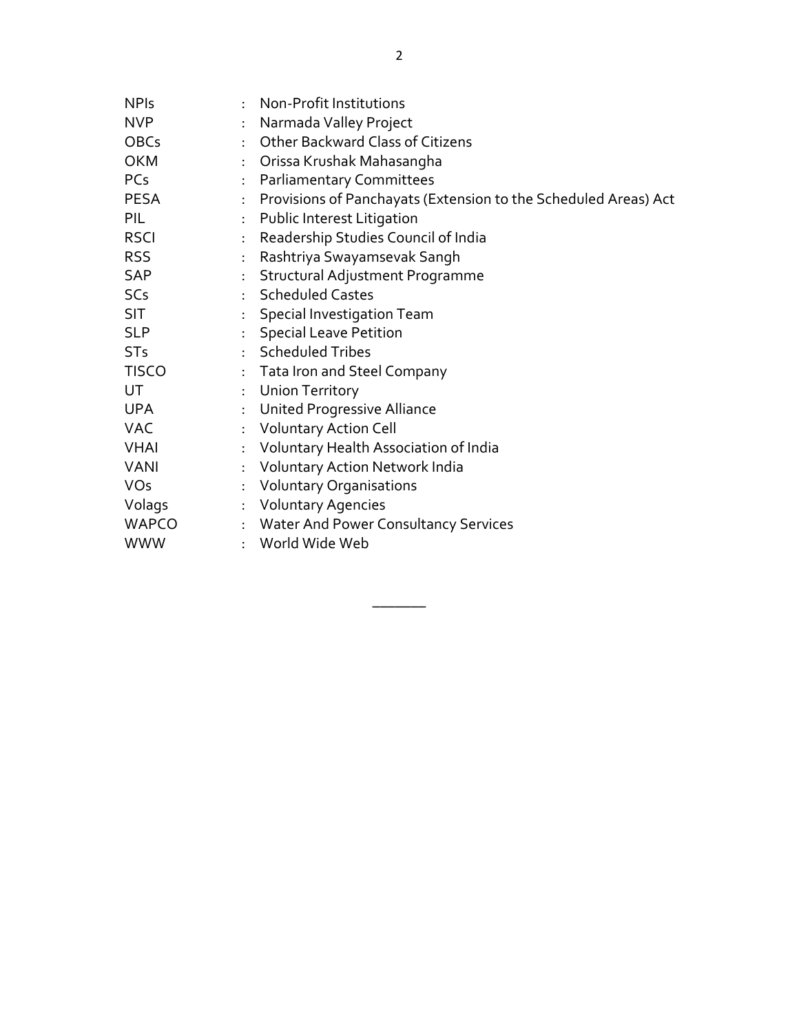| | | |
|---|---|---|
| NPIs | : | Non-Profit Institutions |
| NVP | : | Narmada Valley Project |
| OBCs | : | Other Backward Class of Citizens |
| OKM | : | Orissa Krushak Mahasangha |
| PCs | : | Parliamentary Committees |
| PESA | : | Provisions of Panchayats (Extension to the Scheduled Areas) Act |
| PIL | : | Public Interest Litigation |
| RSCI | : | Readership Studies Council of India |
| RSS | : | Rashtriya Swayamsevak Sangh |
| SAP | : | Structural Adjustment Programme |
| SCs | : | Scheduled Castes |
| SIT | : | Special Investigation Team |
| SLP | : | Special Leave Petition |
| STs | : | Scheduled Tribes |
| TISCO | : | Tata Iron and Steel Company |
| UT | : | Union Territory |
| UPA | : | United Progressive Alliance |
| VAC | : | Voluntary Action Cell |
| VHAI | : | Voluntary Health Association of India |
| VANI | : | Voluntary Action Network India |
| VOs | : | Voluntary Organisations |
| Volags | : | Voluntary Agencies |
| WAPCO | : | Water And Power Consultancy Services |
| WWW | : | World Wide Web |

\_\_\_\_\_\_\_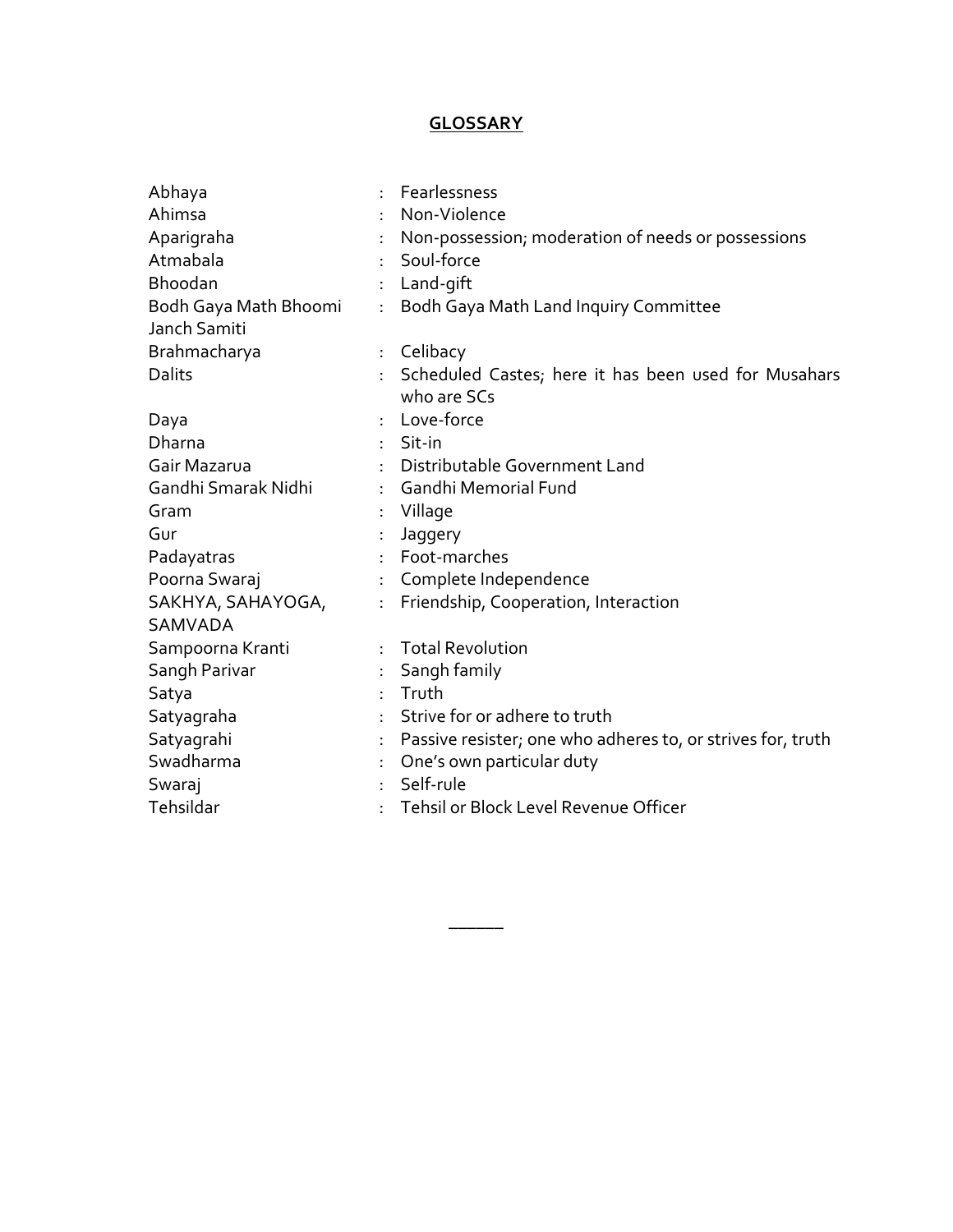## GLOSSARY

| | | |
|---|---|---|
| Abhaya | : | Fearlessness |
| Ahimsa | : | Non-Violence |
| Aparigraha | : | Non-possession; moderation of needs or possessions |
| Atmabala | : | Soul-force |
| Bhoodan | : | Land-gift |
| Bodh Gaya Math Bhoomi Janch Samiti | : | Bodh Gaya Math Land Inquiry Committee |
| Brahmacharya | : | Celibacy |
| Dalits | : | Scheduled Castes; here it has been used for Musahars who are SCs |
| Daya | : | Love-force |
| Dharna | : | Sit-in |
| Gair Mazarua | : | Distributable Government Land |
| Gandhi Smarak Nidhi | : | Gandhi Memorial Fund |
| Gram | : | Village |
| Gur | : | Jaggery |
| Padayatras | : | Foot-marches |
| Poorna Swaraj | : | Complete Independence |
| SAKHYA, SAHAYOGA, SAMVADA | : | Friendship, Cooperation, Interaction |
| Sampoorna Kranti | : | Total Revolution |
| Sangh Parivar | : | Sangh family |
| Satya | : | Truth |
| Satyagraha | : | Strive for or adhere to truth |
| Satyagrahi | : | Passive resister; one who adheres to, or strives for, truth |
| Swadharma | : | One's own particular duty |
| Swaraj | : | Self-rule |
| Tehsildar | : | Tehsil or Block Level Revenue Officer |

______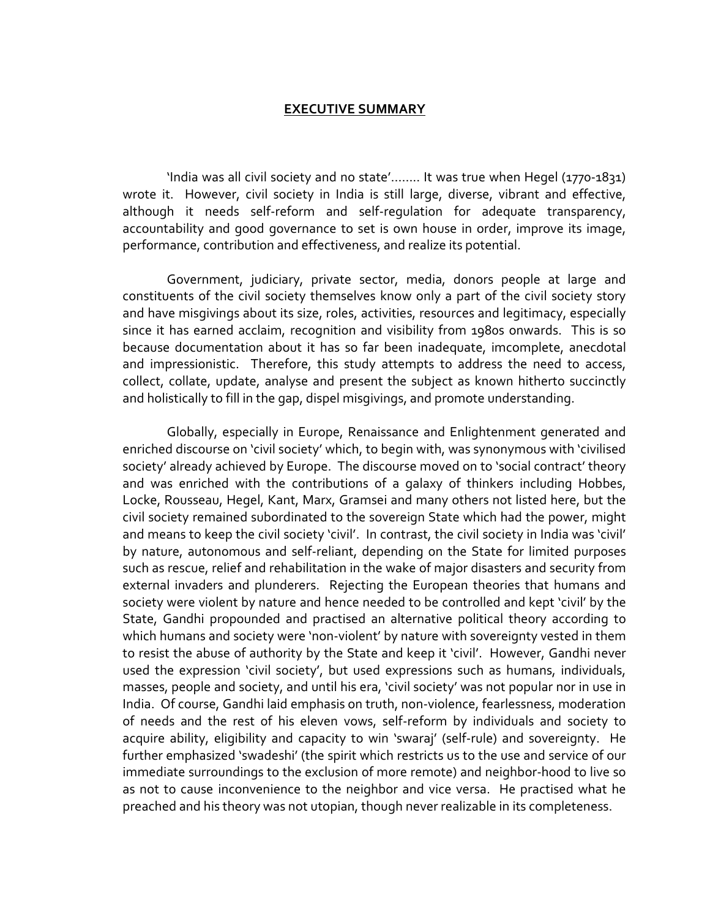## EXECUTIVE SUMMARY

'India was all civil society and no state'........ It was true when Hegel (1770-1831) wrote it. However, civil society in India is still large, diverse, vibrant and effective, although it needs self-reform and self-regulation for adequate transparency, accountability and good governance to set is own house in order, improve its image, performance, contribution and effectiveness, and realize its potential.

Government, judiciary, private sector, media, donors people at large and constituents of the civil society themselves know only a part of the civil society story and have misgivings about its size, roles, activities, resources and legitimacy, especially since it has earned acclaim, recognition and visibility from 1980s onwards. This is so because documentation about it has so far been inadequate, imcomplete, anecdotal and impressionistic. Therefore, this study attempts to address the need to access, collect, collate, update, analyse and present the subject as known hitherto succinctly and holistically to fill in the gap, dispel misgivings, and promote understanding.

Globally, especially in Europe, Renaissance and Enlightenment generated and enriched discourse on 'civil society' which, to begin with, was synonymous with 'civilised society' already achieved by Europe. The discourse moved on to 'social contract' theory and was enriched with the contributions of a galaxy of thinkers including Hobbes, Locke, Rousseau, Hegel, Kant, Marx, Gramsei and many others not listed here, but the civil society remained subordinated to the sovereign State which had the power, might and means to keep the civil society 'civil'. In contrast, the civil society in India was 'civil' by nature, autonomous and self-reliant, depending on the State for limited purposes such as rescue, relief and rehabilitation in the wake of major disasters and security from external invaders and plunderers. Rejecting the European theories that humans and society were violent by nature and hence needed to be controlled and kept 'civil' by the State, Gandhi propounded and practised an alternative political theory according to which humans and society were 'non-violent' by nature with sovereignty vested in them to resist the abuse of authority by the State and keep it 'civil'. However, Gandhi never used the expression 'civil society', but used expressions such as humans, individuals, masses, people and society, and until his era, 'civil society' was not popular nor in use in India. Of course, Gandhi laid emphasis on truth, non-violence, fearlessness, moderation of needs and the rest of his eleven vows, self-reform by individuals and society to acquire ability, eligibility and capacity to win 'swaraj' (self-rule) and sovereignty. He further emphasized 'swadeshi' (the spirit which restricts us to the use and service of our immediate surroundings to the exclusion of more remote) and neighbor-hood to live so as not to cause inconvenience to the neighbor and vice versa. He practised what he preached and his theory was not utopian, though never realizable in its completeness.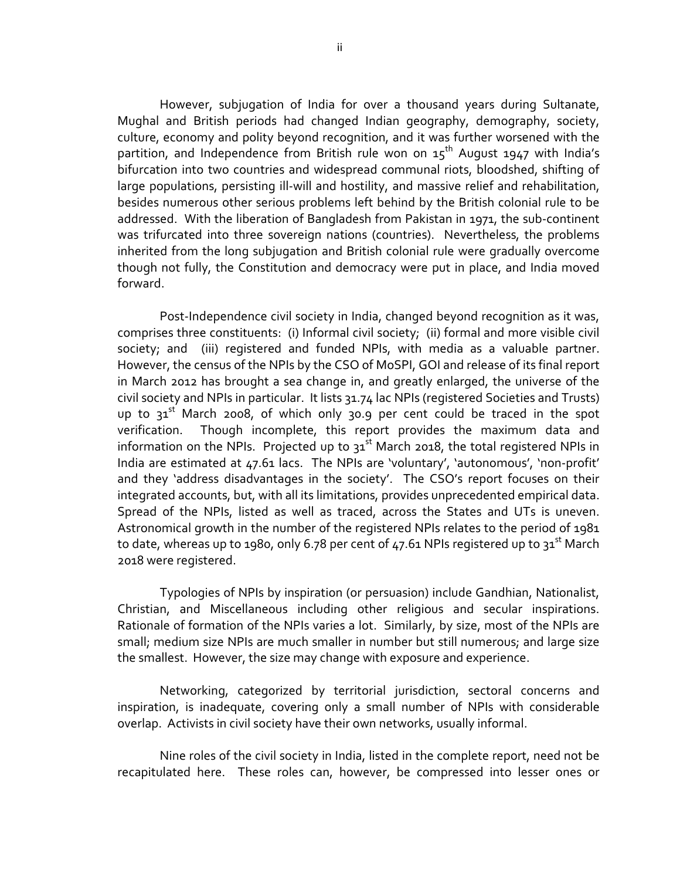However, subjugation of India for over a thousand years during Sultanate, Mughal and British periods had changed Indian geography, demography, society, culture, economy and polity beyond recognition, and it was further worsened with the partition, and Independence from British rule won on 15$^{th}$ August 1947 with India's bifurcation into two countries and widespread communal riots, bloodshed, shifting of large populations, persisting ill-will and hostility, and massive relief and rehabilitation, besides numerous other serious problems left behind by the British colonial rule to be addressed. With the liberation of Bangladesh from Pakistan in 1971, the sub-continent was trifurcated into three sovereign nations (countries). Nevertheless, the problems inherited from the long subjugation and British colonial rule were gradually overcome though not fully, the Constitution and democracy were put in place, and India moved forward.

Post-Independence civil society in India, changed beyond recognition as it was, comprises three constituents: (i) Informal civil society; (ii) formal and more visible civil society; and (iii) registered and funded NPIs, with media as a valuable partner. However, the census of the NPIs by the CSO of MoSPI, GOI and release of its final report in March 2012 has brought a sea change in, and greatly enlarged, the universe of the civil society and NPIs in particular. It lists 31.74 lac NPIs (registered Societies and Trusts) up to 31$^{st}$ March 2008, of which only 30.9 per cent could be traced in the spot verification. Though incomplete, this report provides the maximum data and information on the NPIs. Projected up to 31$^{st}$ March 2018, the total registered NPIs in India are estimated at 47.61 lacs. The NPIs are 'voluntary', 'autonomous', 'non-profit' and they 'address disadvantages in the society'. The CSO's report focuses on their integrated accounts, but, with all its limitations, provides unprecedented empirical data. Spread of the NPIs, listed as well as traced, across the States and UTs is uneven. Astronomical growth in the number of the registered NPIs relates to the period of 1981 to date, whereas up to 1980, only 6.78 per cent of 47.61 NPIs registered up to 31$^{st}$ March 2018 were registered.

Typologies of NPIs by inspiration (or persuasion) include Gandhian, Nationalist, Christian, and Miscellaneous including other religious and secular inspirations. Rationale of formation of the NPIs varies a lot. Similarly, by size, most of the NPIs are small; medium size NPIs are much smaller in number but still numerous; and large size the smallest. However, the size may change with exposure and experience.

Networking, categorized by territorial jurisdiction, sectoral concerns and inspiration, is inadequate, covering only a small number of NPIs with considerable overlap. Activists in civil society have their own networks, usually informal.

Nine roles of the civil society in India, listed in the complete report, need not be recapitulated here. These roles can, however, be compressed into lesser ones or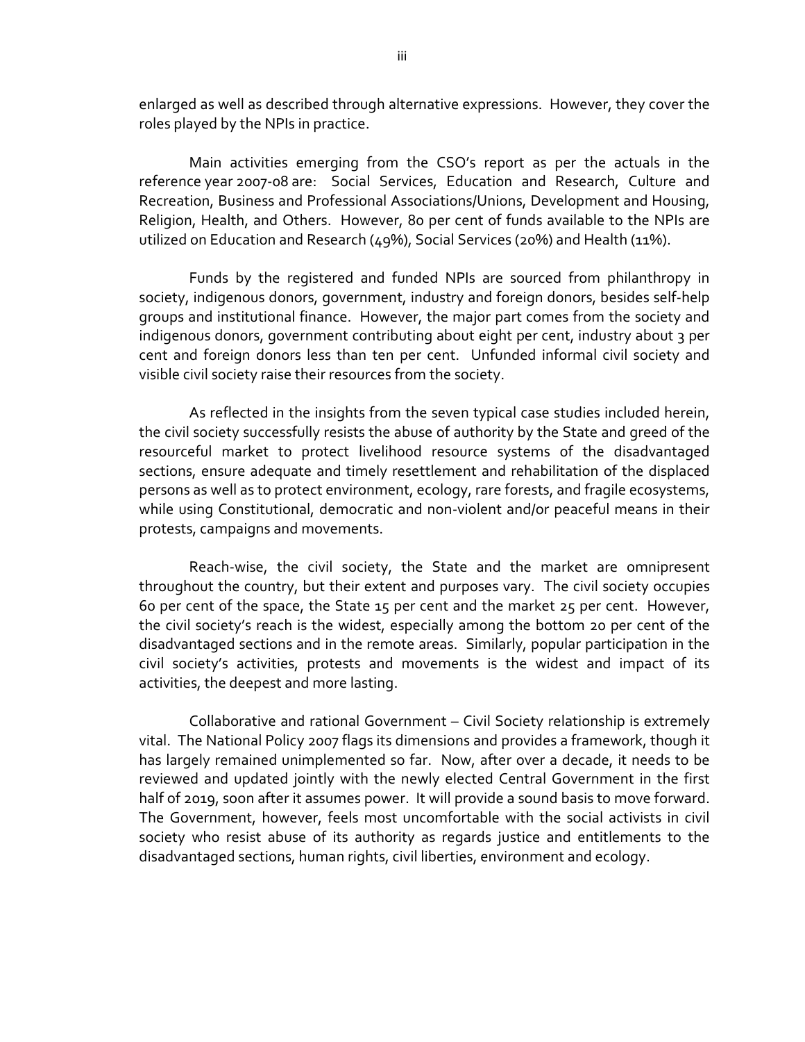enlarged as well as described through alternative expressions. However, they cover the roles played by the NPIs in practice.

Main activities emerging from the CSO's report as per the actuals in the reference year 2007-08 are: Social Services, Education and Research, Culture and Recreation, Business and Professional Associations/Unions, Development and Housing, Religion, Health, and Others. However, 80 per cent of funds available to the NPIs are utilized on Education and Research (49%), Social Services (20%) and Health (11%).

Funds by the registered and funded NPIs are sourced from philanthropy in society, indigenous donors, government, industry and foreign donors, besides self-help groups and institutional finance. However, the major part comes from the society and indigenous donors, government contributing about eight per cent, industry about 3 per cent and foreign donors less than ten per cent. Unfunded informal civil society and visible civil society raise their resources from the society.

As reflected in the insights from the seven typical case studies included herein, the civil society successfully resists the abuse of authority by the State and greed of the resourceful market to protect livelihood resource systems of the disadvantaged sections, ensure adequate and timely resettlement and rehabilitation of the displaced persons as well as to protect environment, ecology, rare forests, and fragile ecosystems, while using Constitutional, democratic and non-violent and/or peaceful means in their protests, campaigns and movements.

Reach-wise, the civil society, the State and the market are omnipresent throughout the country, but their extent and purposes vary. The civil society occupies 60 per cent of the space, the State 15 per cent and the market 25 per cent. However, the civil society's reach is the widest, especially among the bottom 20 per cent of the disadvantaged sections and in the remote areas. Similarly, popular participation in the civil society's activities, protests and movements is the widest and impact of its activities, the deepest and more lasting.

Collaborative and rational Government – Civil Society relationship is extremely vital. The National Policy 2007 flags its dimensions and provides a framework, though it has largely remained unimplemented so far. Now, after over a decade, it needs to be reviewed and updated jointly with the newly elected Central Government in the first half of 2019, soon after it assumes power. It will provide a sound basis to move forward. The Government, however, feels most uncomfortable with the social activists in civil society who resist abuse of its authority as regards justice and entitlements to the disadvantaged sections, human rights, civil liberties, environment and ecology.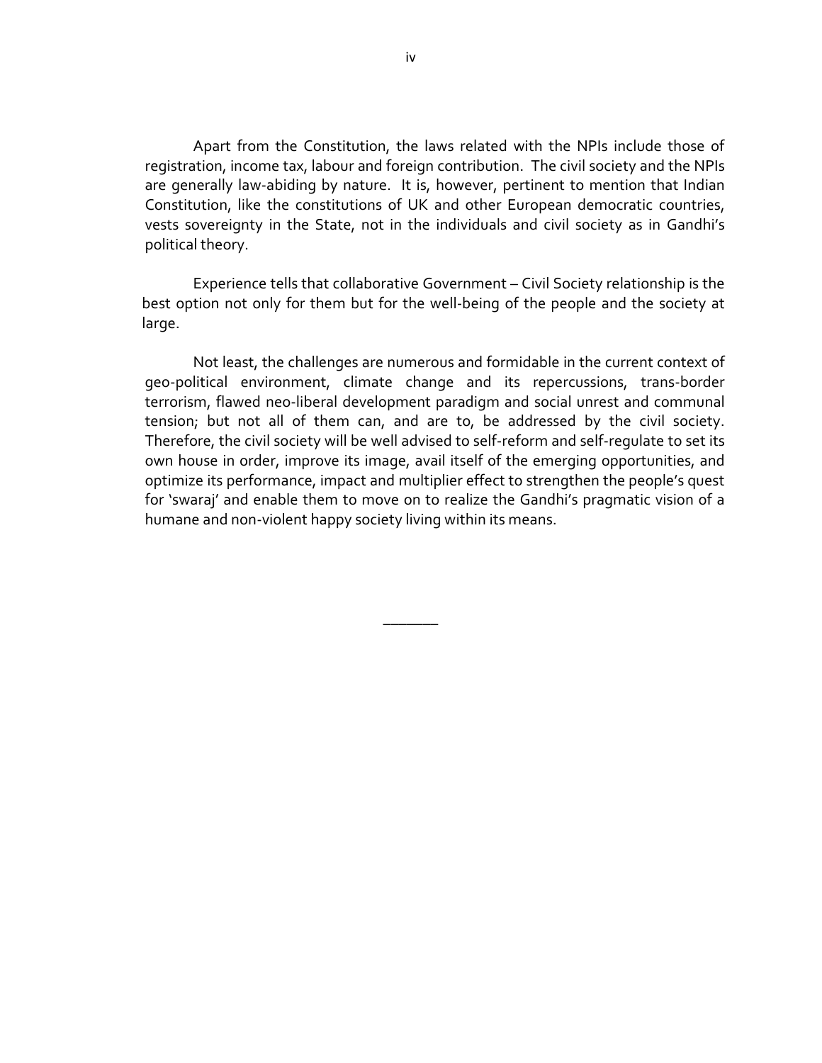Apart from the Constitution, the laws related with the NPIs include those of registration, income tax, labour and foreign contribution. The civil society and the NPIs are generally law-abiding by nature. It is, however, pertinent to mention that Indian Constitution, like the constitutions of UK and other European democratic countries, vests sovereignty in the State, not in the individuals and civil society as in Gandhi's political theory.

Experience tells that collaborative Government – Civil Society relationship is the best option not only for them but for the well-being of the people and the society at large.

Not least, the challenges are numerous and formidable in the current context of geo-political environment, climate change and its repercussions, trans-border terrorism, flawed neo-liberal development paradigm and social unrest and communal tension; but not all of them can, and are to, be addressed by the civil society. Therefore, the civil society will be well advised to self-reform and self-regulate to set its own house in order, improve its image, avail itself of the emerging opportunities, and optimize its performance, impact and multiplier effect to strengthen the people's quest for 'swaraj' and enable them to move on to realize the Gandhi's pragmatic vision of a humane and non-violent happy society living within its means.

\_\_\_\_\_\_\_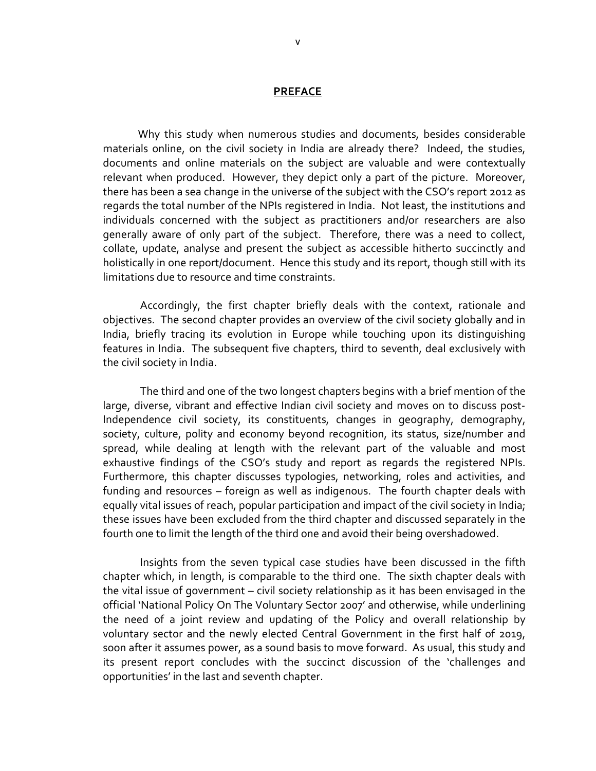## PREFACE

Why this study when numerous studies and documents, besides considerable materials online, on the civil society in India are already there? Indeed, the studies, documents and online materials on the subject are valuable and were contextually relevant when produced. However, they depict only a part of the picture. Moreover, there has been a sea change in the universe of the subject with the CSO's report 2012 as regards the total number of the NPIs registered in India. Not least, the institutions and individuals concerned with the subject as practitioners and/or researchers are also generally aware of only part of the subject. Therefore, there was a need to collect, collate, update, analyse and present the subject as accessible hitherto succinctly and holistically in one report/document. Hence this study and its report, though still with its limitations due to resource and time constraints.

Accordingly, the first chapter briefly deals with the context, rationale and objectives. The second chapter provides an overview of the civil society globally and in India, briefly tracing its evolution in Europe while touching upon its distinguishing features in India. The subsequent five chapters, third to seventh, deal exclusively with the civil society in India.

The third and one of the two longest chapters begins with a brief mention of the large, diverse, vibrant and effective Indian civil society and moves on to discuss post-Independence civil society, its constituents, changes in geography, demography, society, culture, polity and economy beyond recognition, its status, size/number and spread, while dealing at length with the relevant part of the valuable and most exhaustive findings of the CSO's study and report as regards the registered NPIs. Furthermore, this chapter discusses typologies, networking, roles and activities, and funding and resources – foreign as well as indigenous. The fourth chapter deals with equally vital issues of reach, popular participation and impact of the civil society in India; these issues have been excluded from the third chapter and discussed separately in the fourth one to limit the length of the third one and avoid their being overshadowed.

Insights from the seven typical case studies have been discussed in the fifth chapter which, in length, is comparable to the third one. The sixth chapter deals with the vital issue of government – civil society relationship as it has been envisaged in the official 'National Policy On The Voluntary Sector 2007' and otherwise, while underlining the need of a joint review and updating of the Policy and overall relationship by voluntary sector and the newly elected Central Government in the first half of 2019, soon after it assumes power, as a sound basis to move forward. As usual, this study and its present report concludes with the succinct discussion of the 'challenges and opportunities' in the last and seventh chapter.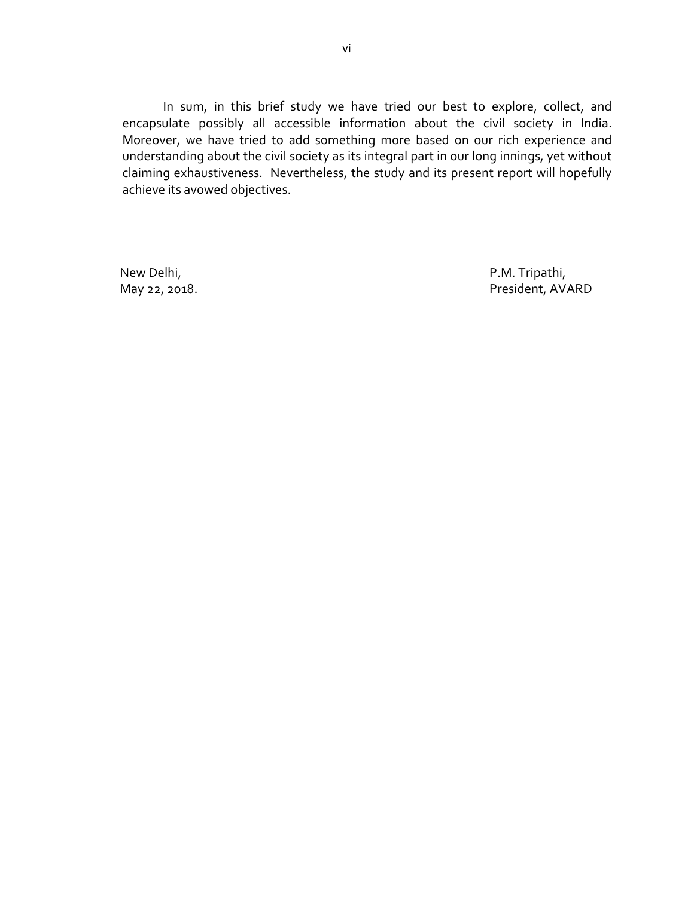In sum, in this brief study we have tried our best to explore, collect, and encapsulate possibly all accessible information about the civil society in India. Moreover, we have tried to add something more based on our rich experience and understanding about the civil society as its integral part in our long innings, yet without claiming exhaustiveness. Nevertheless, the study and its present report will hopefully achieve its avowed objectives.

New Delhi,
May 22, 2018.

P.M. Tripathi,
President, AVARD